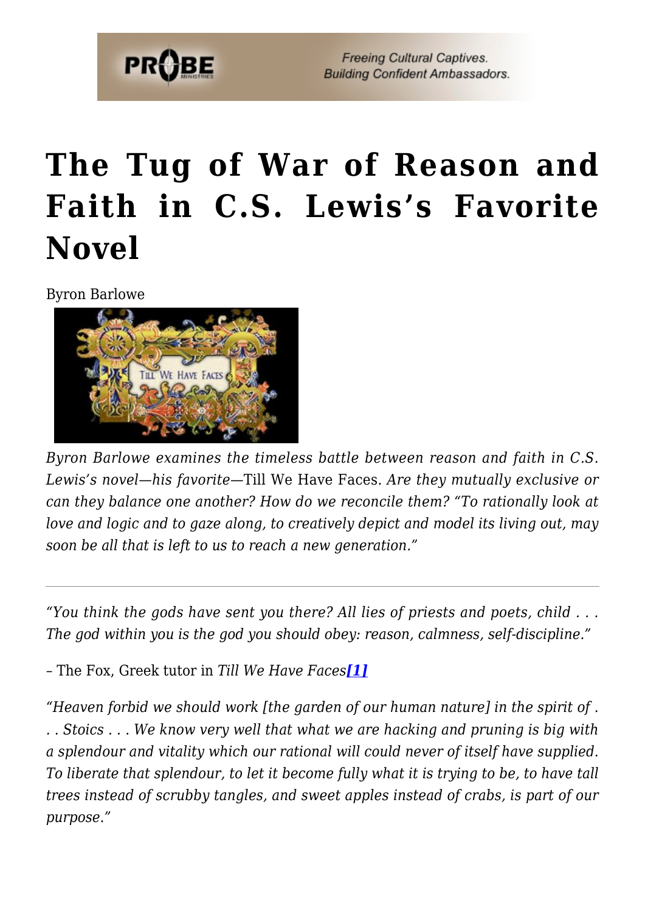# The Tug of War of Reason and Faith in C.S. Lewis's Favorite Novel

Byron Barlowe

*Byron Barlowe examines the timeless battle between reason and faith in C.S. Lewis's novel—his favorite—*Till We Have Faces*. Are they mutually exclusive or can they balance one another? How do we reconcile them? "To rationally look at love and logic and to gaze along, to creatively depict and model its living out, may soon be all that is left to us to reach a new generation."*

---

*"You think the gods have sent you there? All lies of priests and poets, child . . . The god within you is the god you should obey: reason, calmness, self-discipline."*

– The Fox, Greek tutor in *Till We Have Faces*[1]

*"Heaven forbid we should work [the garden of our human nature] in the spirit of . . . Stoics . . . We know very well that what we are hacking and pruning is big with a splendour and vitality which our rational will could never of itself have supplied. To liberate that splendour, to let it become fully what it is trying to be, to have tall trees instead of scrubby tangles, and sweet apples instead of crabs, is part of our purpose."*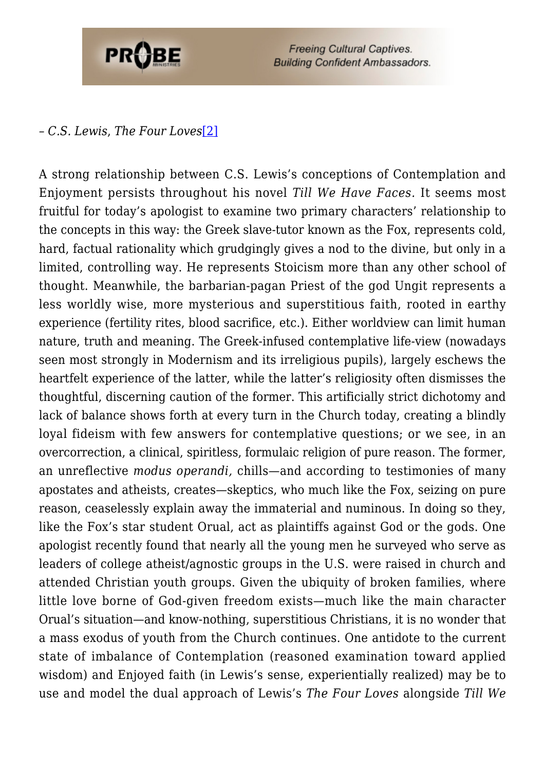*– C.S. Lewis, The Four Loves*[2]

A strong relationship between C.S. Lewis's conceptions of Contemplation and Enjoyment persists throughout his novel *Till We Have Faces.* It seems most fruitful for today's apologist to examine two primary characters' relationship to the concepts in this way: the Greek slave-tutor known as the Fox, represents cold, hard, factual rationality which grudgingly gives a nod to the divine, but only in a limited, controlling way. He represents Stoicism more than any other school of thought. Meanwhile, the barbarian-pagan Priest of the god Ungit represents a less worldly wise, more mysterious and superstitious faith, rooted in earthy experience (fertility rites, blood sacrifice, etc.). Either worldview can limit human nature, truth and meaning. The Greek-infused contemplative life-view (nowadays seen most strongly in Modernism and its irreligious pupils), largely eschews the heartfelt experience of the latter, while the latter's religiosity often dismisses the thoughtful, discerning caution of the former. This artificially strict dichotomy and lack of balance shows forth at every turn in the Church today, creating a blindly loyal fideism with few answers for contemplative questions; or we see, in an overcorrection, a clinical, spiritless, formulaic religion of pure reason. The former, an unreflective *modus operandi,* chills—and according to testimonies of many apostates and atheists, creates—skeptics, who much like the Fox, seizing on pure reason, ceaselessly explain away the immaterial and numinous. In doing so they, like the Fox's star student Orual, act as plaintiffs against God or the gods. One apologist recently found that nearly all the young men he surveyed who serve as leaders of college atheist/agnostic groups in the U.S. were raised in church and attended Christian youth groups. Given the ubiquity of broken families, where little love borne of God-given freedom exists—much like the main character Orual's situation—and know-nothing, superstitious Christians, it is no wonder that a mass exodus of youth from the Church continues. One antidote to the current state of imbalance of Contemplation (reasoned examination toward applied wisdom) and Enjoyed faith (in Lewis's sense, experientially realized) may be to use and model the dual approach of Lewis's *The Four Loves* alongside *Till We*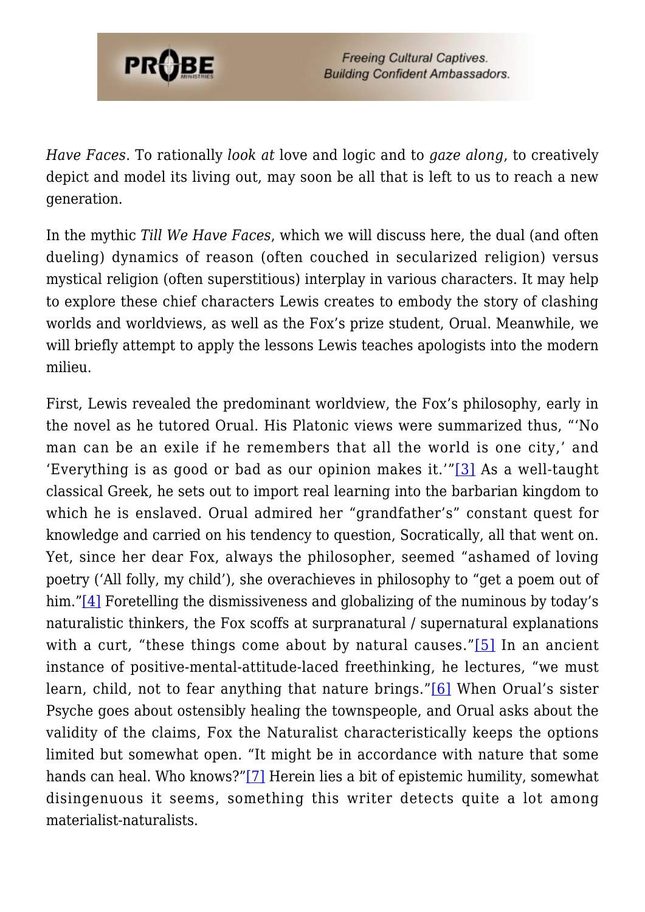*Have Faces*. To rationally *look at* love and logic and to *gaze along*, to creatively depict and model its living out, may soon be all that is left to us to reach a new generation.

In the mythic *Till We Have Faces*, which we will discuss here, the dual (and often dueling) dynamics of reason (often couched in secularized religion) versus mystical religion (often superstitious) interplay in various characters. It may help to explore these chief characters Lewis creates to embody the story of clashing worlds and worldviews, as well as the Fox's prize student, Orual. Meanwhile, we will briefly attempt to apply the lessons Lewis teaches apologists into the modern milieu.

First, Lewis revealed the predominant worldview, the Fox's philosophy, early in the novel as he tutored Orual. His Platonic views were summarized thus, "'No man can be an exile if he remembers that all the world is one city,' and 'Everything is as good or bad as our opinion makes it.'"[3] As a well-taught classical Greek, he sets out to import real learning into the barbarian kingdom to which he is enslaved. Orual admired her "grandfather's" constant quest for knowledge and carried on his tendency to question, Socratically, all that went on. Yet, since her dear Fox, always the philosopher, seemed "ashamed of loving poetry ('All folly, my child'), she overachieves in philosophy to "get a poem out of him."[4] Foretelling the dismissiveness and globalizing of the numinous by today's naturalistic thinkers, the Fox scoffs at surpranatural / supernatural explanations with a curt, "these things come about by natural causes."[5] In an ancient instance of positive-mental-attitude-laced freethinking, he lectures, "we must learn, child, not to fear anything that nature brings."[6] When Orual's sister Psyche goes about ostensibly healing the townspeople, and Orual asks about the validity of the claims, Fox the Naturalist characteristically keeps the options limited but somewhat open. "It might be in accordance with nature that some hands can heal. Who knows?"[7] Herein lies a bit of epistemic humility, somewhat disingenuous it seems, something this writer detects quite a lot among materialist-naturalists.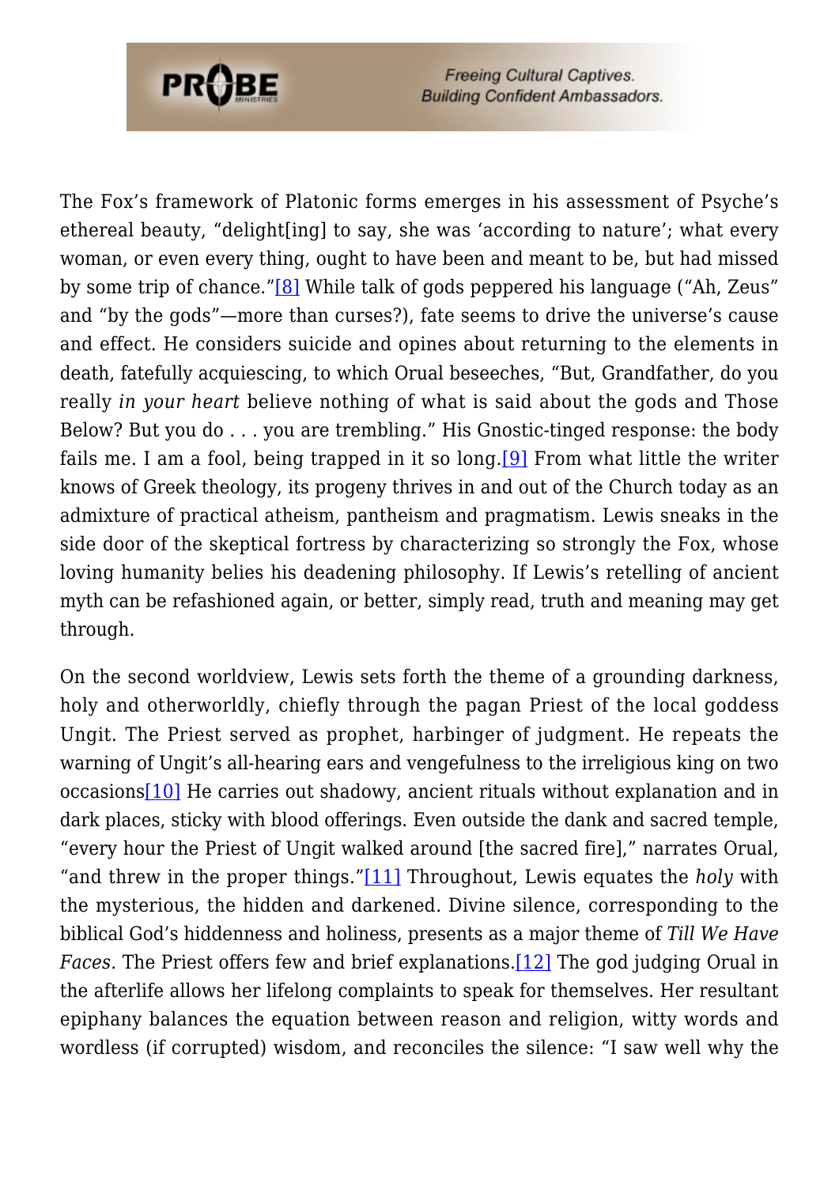The Fox's framework of Platonic forms emerges in his assessment of Psyche's ethereal beauty, "delight[ing] to say, she was 'according to nature'; what every woman, or even every thing, ought to have been and meant to be, but had missed by some trip of chance."[8] While talk of gods peppered his language ("Ah, Zeus" and "by the gods"—more than curses?), fate seems to drive the universe's cause and effect. He considers suicide and opines about returning to the elements in death, fatefully acquiescing, to which Orual beseeches, "But, Grandfather, do you really *in your heart* believe nothing of what is said about the gods and Those Below? But you do . . . you are trembling." His Gnostic-tinged response: the body fails me. I am a fool, being trapped in it so long.[9] From what little the writer knows of Greek theology, its progeny thrives in and out of the Church today as an admixture of practical atheism, pantheism and pragmatism. Lewis sneaks in the side door of the skeptical fortress by characterizing so strongly the Fox, whose loving humanity belies his deadening philosophy. If Lewis's retelling of ancient myth can be refashioned again, or better, simply read, truth and meaning may get through.

On the second worldview, Lewis sets forth the theme of a grounding darkness, holy and otherworldly, chiefly through the pagan Priest of the local goddess Ungit. The Priest served as prophet, harbinger of judgment. He repeats the warning of Ungit's all-hearing ears and vengefulness to the irreligious king on two occasions[10] He carries out shadowy, ancient rituals without explanation and in dark places, sticky with blood offerings. Even outside the dank and sacred temple, "every hour the Priest of Ungit walked around [the sacred fire]," narrates Orual, "and threw in the proper things."[11] Throughout, Lewis equates the *holy* with the mysterious, the hidden and darkened. Divine silence, corresponding to the biblical God's hiddenness and holiness, presents as a major theme of *Till We Have Faces*. The Priest offers few and brief explanations.[12] The god judging Orual in the afterlife allows her lifelong complaints to speak for themselves. Her resultant epiphany balances the equation between reason and religion, witty words and wordless (if corrupted) wisdom, and reconciles the silence: "I saw well why the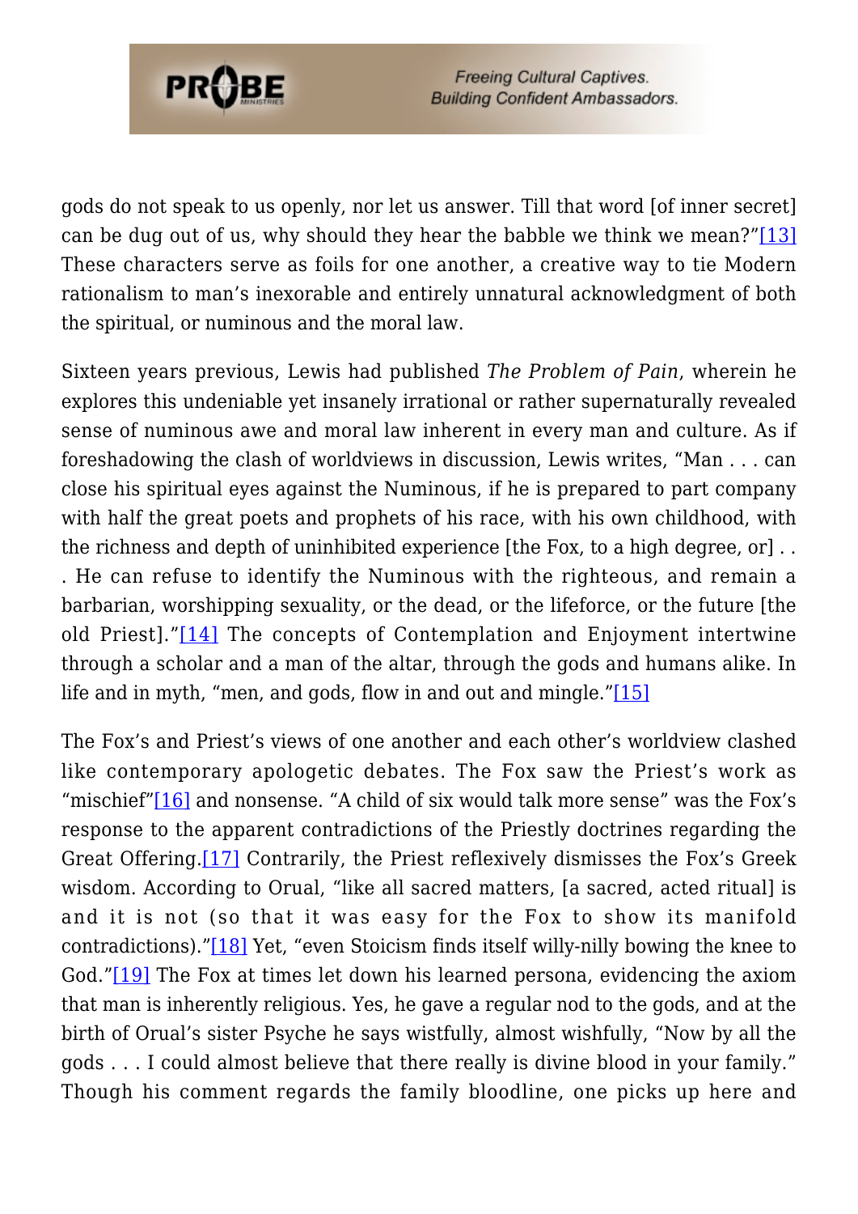gods do not speak to us openly, nor let us answer. Till that word [of inner secret] can be dug out of us, why should they hear the babble we think we mean?"[13] These characters serve as foils for one another, a creative way to tie Modern rationalism to man's inexorable and entirely unnatural acknowledgment of both the spiritual, or numinous and the moral law.

Sixteen years previous, Lewis had published *The Problem of Pain*, wherein he explores this undeniable yet insanely irrational or rather supernaturally revealed sense of numinous awe and moral law inherent in every man and culture. As if foreshadowing the clash of worldviews in discussion, Lewis writes, "Man . . . can close his spiritual eyes against the Numinous, if he is prepared to part company with half the great poets and prophets of his race, with his own childhood, with the richness and depth of uninhibited experience [the Fox, to a high degree, or] . . . He can refuse to identify the Numinous with the righteous, and remain a barbarian, worshipping sexuality, or the dead, or the lifeforce, or the future [the old Priest]."[14] The concepts of Contemplation and Enjoyment intertwine through a scholar and a man of the altar, through the gods and humans alike. In life and in myth, "men, and gods, flow in and out and mingle."[15]

The Fox's and Priest's views of one another and each other's worldview clashed like contemporary apologetic debates. The Fox saw the Priest's work as "mischief"[16] and nonsense. "A child of six would talk more sense" was the Fox's response to the apparent contradictions of the Priestly doctrines regarding the Great Offering.[17] Contrarily, the Priest reflexively dismisses the Fox's Greek wisdom. According to Orual, "like all sacred matters, [a sacred, acted ritual] is and it is not (so that it was easy for the Fox to show its manifold contradictions)."[18] Yet, "even Stoicism finds itself willy-nilly bowing the knee to God."[19] The Fox at times let down his learned persona, evidencing the axiom that man is inherently religious. Yes, he gave a regular nod to the gods, and at the birth of Orual's sister Psyche he says wistfully, almost wishfully, "Now by all the gods . . . I could almost believe that there really is divine blood in your family." Though his comment regards the family bloodline, one picks up here and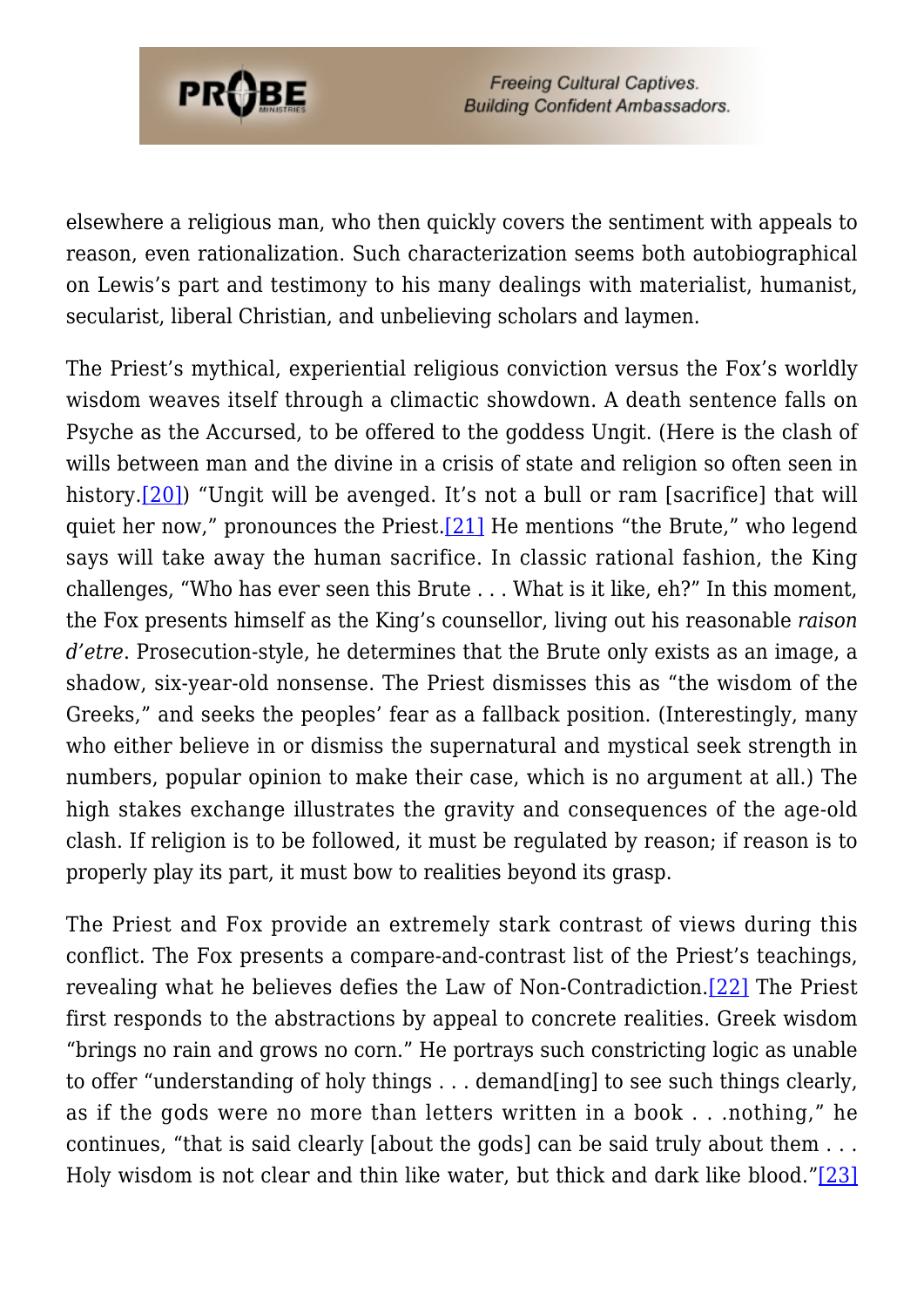elsewhere a religious man, who then quickly covers the sentiment with appeals to reason, even rationalization. Such characterization seems both autobiographical on Lewis's part and testimony to his many dealings with materialist, humanist, secularist, liberal Christian, and unbelieving scholars and laymen.

The Priest's mythical, experiential religious conviction versus the Fox's worldly wisdom weaves itself through a climactic showdown. A death sentence falls on Psyche as the Accursed, to be offered to the goddess Ungit. (Here is the clash of wills between man and the divine in a crisis of state and religion so often seen in history.[20]) "Ungit will be avenged. It's not a bull or ram [sacrifice] that will quiet her now," pronounces the Priest.[21] He mentions "the Brute," who legend says will take away the human sacrifice. In classic rational fashion, the King challenges, "Who has ever seen this Brute . . . What is it like, eh?" In this moment, the Fox presents himself as the King's counsellor, living out his reasonable *raison d'etre*. Prosecution-style, he determines that the Brute only exists as an image, a shadow, six-year-old nonsense. The Priest dismisses this as "the wisdom of the Greeks," and seeks the peoples' fear as a fallback position. (Interestingly, many who either believe in or dismiss the supernatural and mystical seek strength in numbers, popular opinion to make their case, which is no argument at all.) The high stakes exchange illustrates the gravity and consequences of the age-old clash. If religion is to be followed, it must be regulated by reason; if reason is to properly play its part, it must bow to realities beyond its grasp.

The Priest and Fox provide an extremely stark contrast of views during this conflict. The Fox presents a compare-and-contrast list of the Priest's teachings, revealing what he believes defies the Law of Non-Contradiction.[22] The Priest first responds to the abstractions by appeal to concrete realities. Greek wisdom "brings no rain and grows no corn." He portrays such constricting logic as unable to offer "understanding of holy things . . . demand[ing] to see such things clearly, as if the gods were no more than letters written in a book . . .nothing," he continues, "that is said clearly [about the gods] can be said truly about them . . . Holy wisdom is not clear and thin like water, but thick and dark like blood."[23]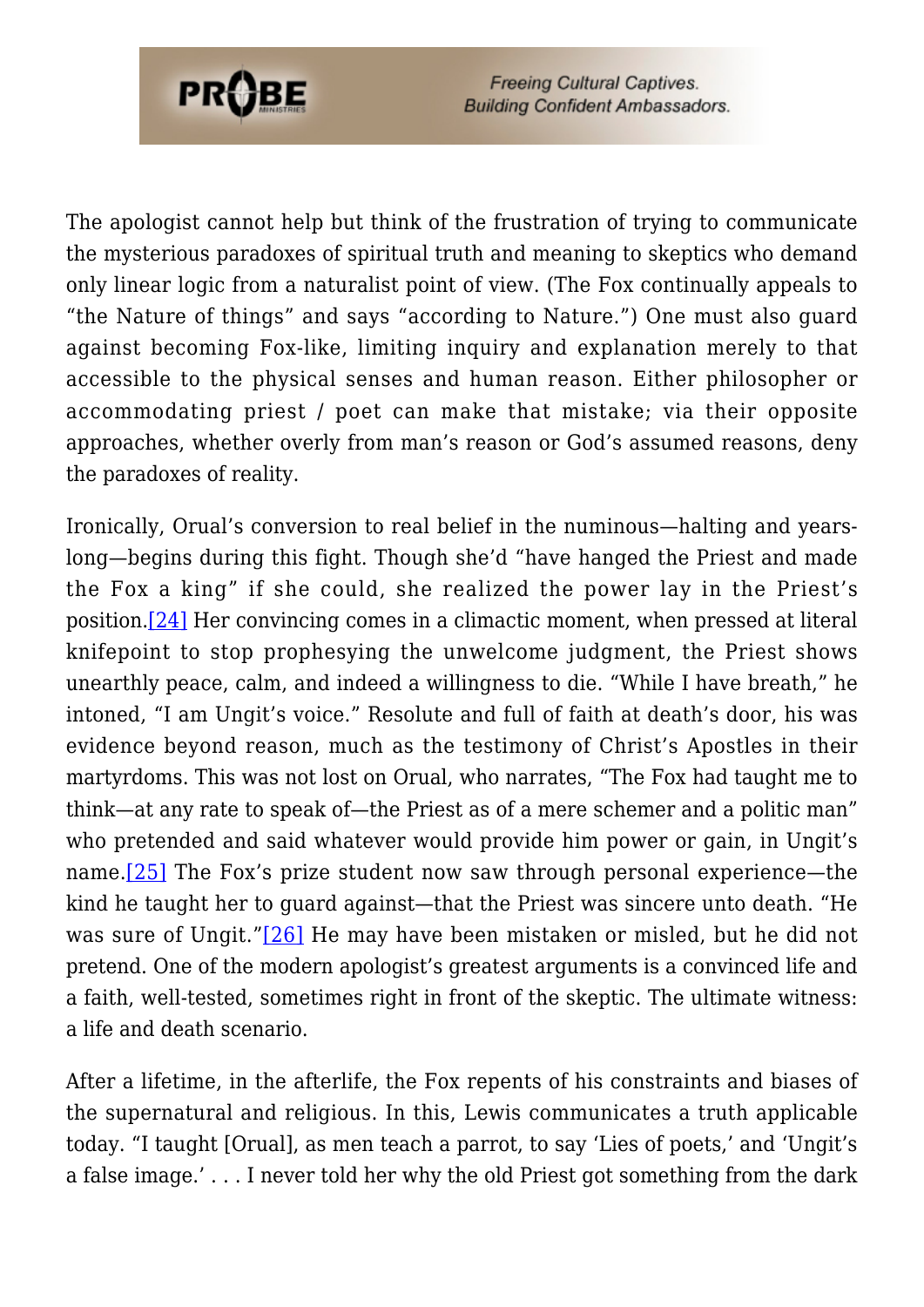The apologist cannot help but think of the frustration of trying to communicate the mysterious paradoxes of spiritual truth and meaning to skeptics who demand only linear logic from a naturalist point of view. (The Fox continually appeals to "the Nature of things" and says "according to Nature.") One must also guard against becoming Fox-like, limiting inquiry and explanation merely to that accessible to the physical senses and human reason. Either philosopher or accommodating priest / poet can make that mistake; via their opposite approaches, whether overly from man's reason or God's assumed reasons, deny the paradoxes of reality.

Ironically, Orual's conversion to real belief in the numinous—halting and years-long—begins during this fight. Though she'd "have hanged the Priest and made the Fox a king" if she could, she realized the power lay in the Priest's position.[24] Her convincing comes in a climactic moment, when pressed at literal knifepoint to stop prophesying the unwelcome judgment, the Priest shows unearthly peace, calm, and indeed a willingness to die. "While I have breath," he intoned, "I am Ungit's voice." Resolute and full of faith at death's door, his was evidence beyond reason, much as the testimony of Christ's Apostles in their martyrdoms. This was not lost on Orual, who narrates, "The Fox had taught me to think—at any rate to speak of—the Priest as of a mere schemer and a politic man" who pretended and said whatever would provide him power or gain, in Ungit's name.[25] The Fox's prize student now saw through personal experience—the kind he taught her to guard against—that the Priest was sincere unto death. "He was sure of Ungit."[26] He may have been mistaken or misled, but he did not pretend. One of the modern apologist's greatest arguments is a convinced life and a faith, well-tested, sometimes right in front of the skeptic. The ultimate witness: a life and death scenario.

After a lifetime, in the afterlife, the Fox repents of his constraints and biases of the supernatural and religious. In this, Lewis communicates a truth applicable today. "I taught [Orual], as men teach a parrot, to say 'Lies of poets,' and 'Ungit's a false image.' . . . I never told her why the old Priest got something from the dark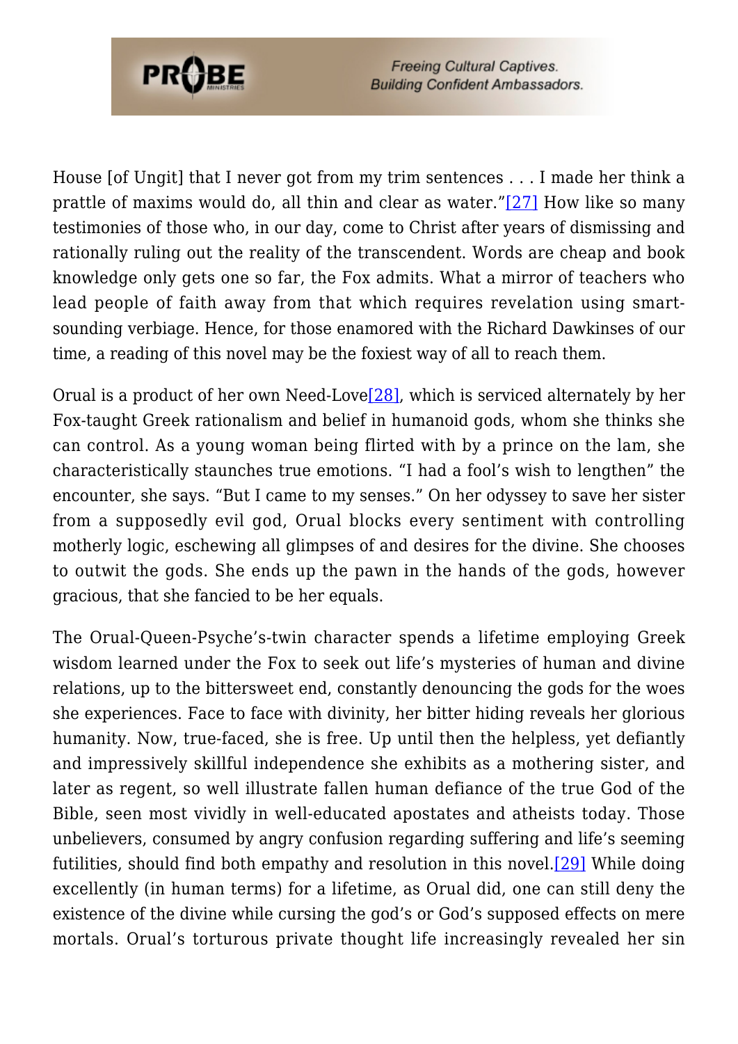House [of Ungit] that I never got from my trim sentences . . . I made her think a prattle of maxims would do, all thin and clear as water."[27] How like so many testimonies of those who, in our day, come to Christ after years of dismissing and rationally ruling out the reality of the transcendent. Words are cheap and book knowledge only gets one so far, the Fox admits. What a mirror of teachers who lead people of faith away from that which requires revelation using smart-sounding verbiage. Hence, for those enamored with the Richard Dawkinses of our time, a reading of this novel may be the foxiest way of all to reach them.

Orual is a product of her own Need-Love[28], which is serviced alternately by her Fox-taught Greek rationalism and belief in humanoid gods, whom she thinks she can control. As a young woman being flirted with by a prince on the lam, she characteristically staunches true emotions. "I had a fool's wish to lengthen" the encounter, she says. "But I came to my senses." On her odyssey to save her sister from a supposedly evil god, Orual blocks every sentiment with controlling motherly logic, eschewing all glimpses of and desires for the divine. She chooses to outwit the gods. She ends up the pawn in the hands of the gods, however gracious, that she fancied to be her equals.

The Orual-Queen-Psyche's-twin character spends a lifetime employing Greek wisdom learned under the Fox to seek out life's mysteries of human and divine relations, up to the bittersweet end, constantly denouncing the gods for the woes she experiences. Face to face with divinity, her bitter hiding reveals her glorious humanity. Now, true-faced, she is free. Up until then the helpless, yet defiantly and impressively skillful independence she exhibits as a mothering sister, and later as regent, so well illustrate fallen human defiance of the true God of the Bible, seen most vividly in well-educated apostates and atheists today. Those unbelievers, consumed by angry confusion regarding suffering and life's seeming futilities, should find both empathy and resolution in this novel.[29] While doing excellently (in human terms) for a lifetime, as Orual did, one can still deny the existence of the divine while cursing the god's or God's supposed effects on mere mortals. Orual's torturous private thought life increasingly revealed her sin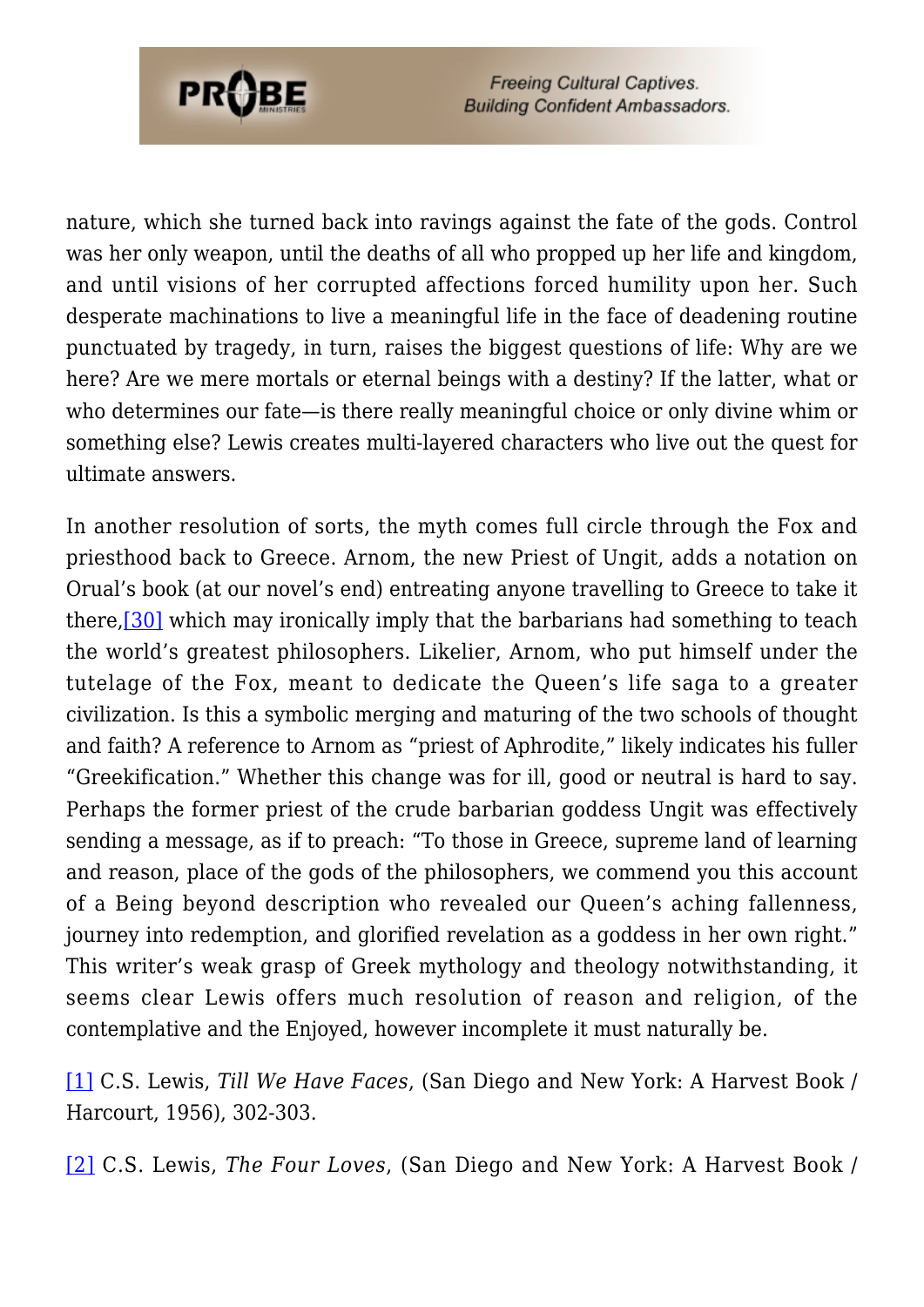nature, which she turned back into ravings against the fate of the gods. Control was her only weapon, until the deaths of all who propped up her life and kingdom, and until visions of her corrupted affections forced humility upon her. Such desperate machinations to live a meaningful life in the face of deadening routine punctuated by tragedy, in turn, raises the biggest questions of life: Why are we here? Are we mere mortals or eternal beings with a destiny? If the latter, what or who determines our fate—is there really meaningful choice or only divine whim or something else? Lewis creates multi-layered characters who live out the quest for ultimate answers.

In another resolution of sorts, the myth comes full circle through the Fox and priesthood back to Greece. Arnom, the new Priest of Ungit, adds a notation on Orual's book (at our novel's end) entreating anyone travelling to Greece to take it there,[30] which may ironically imply that the barbarians had something to teach the world's greatest philosophers. Likelier, Arnom, who put himself under the tutelage of the Fox, meant to dedicate the Queen's life saga to a greater civilization. Is this a symbolic merging and maturing of the two schools of thought and faith? A reference to Arnom as "priest of Aphrodite," likely indicates his fuller "Greekification." Whether this change was for ill, good or neutral is hard to say. Perhaps the former priest of the crude barbarian goddess Ungit was effectively sending a message, as if to preach: "To those in Greece, supreme land of learning and reason, place of the gods of the philosophers, we commend you this account of a Being beyond description who revealed our Queen's aching fallenness, journey into redemption, and glorified revelation as a goddess in her own right." This writer's weak grasp of Greek mythology and theology notwithstanding, it seems clear Lewis offers much resolution of reason and religion, of the contemplative and the Enjoyed, however incomplete it must naturally be.

[1] C.S. Lewis, *Till We Have Faces*, (San Diego and New York: A Harvest Book / Harcourt, 1956), 302-303.

[2] C.S. Lewis, *The Four Loves*, (San Diego and New York: A Harvest Book /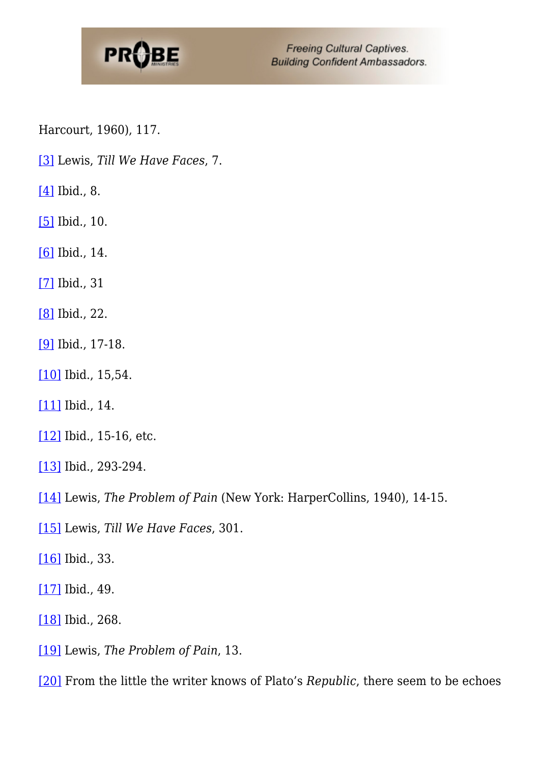Harcourt, 1960), 117.

[3] Lewis, *Till We Have Faces*, 7.

[4] Ibid., 8.

[5] Ibid., 10.

[6] Ibid., 14.

[7] Ibid., 31

[8] Ibid., 22.

[9] Ibid., 17-18.

[10] Ibid., 15,54.

[11] Ibid., 14.

[12] Ibid., 15-16, etc.

[13] Ibid., 293-294.

[14] Lewis, *The Problem of Pain* (New York: HarperCollins, 1940), 14-15.

[15] Lewis, *Till We Have Faces*, 301.

[16] Ibid., 33.

[17] Ibid., 49.

[18] Ibid., 268.

[19] Lewis, *The Problem of Pain*, 13.

[20] From the little the writer knows of Plato's *Republic*, there seem to be echoes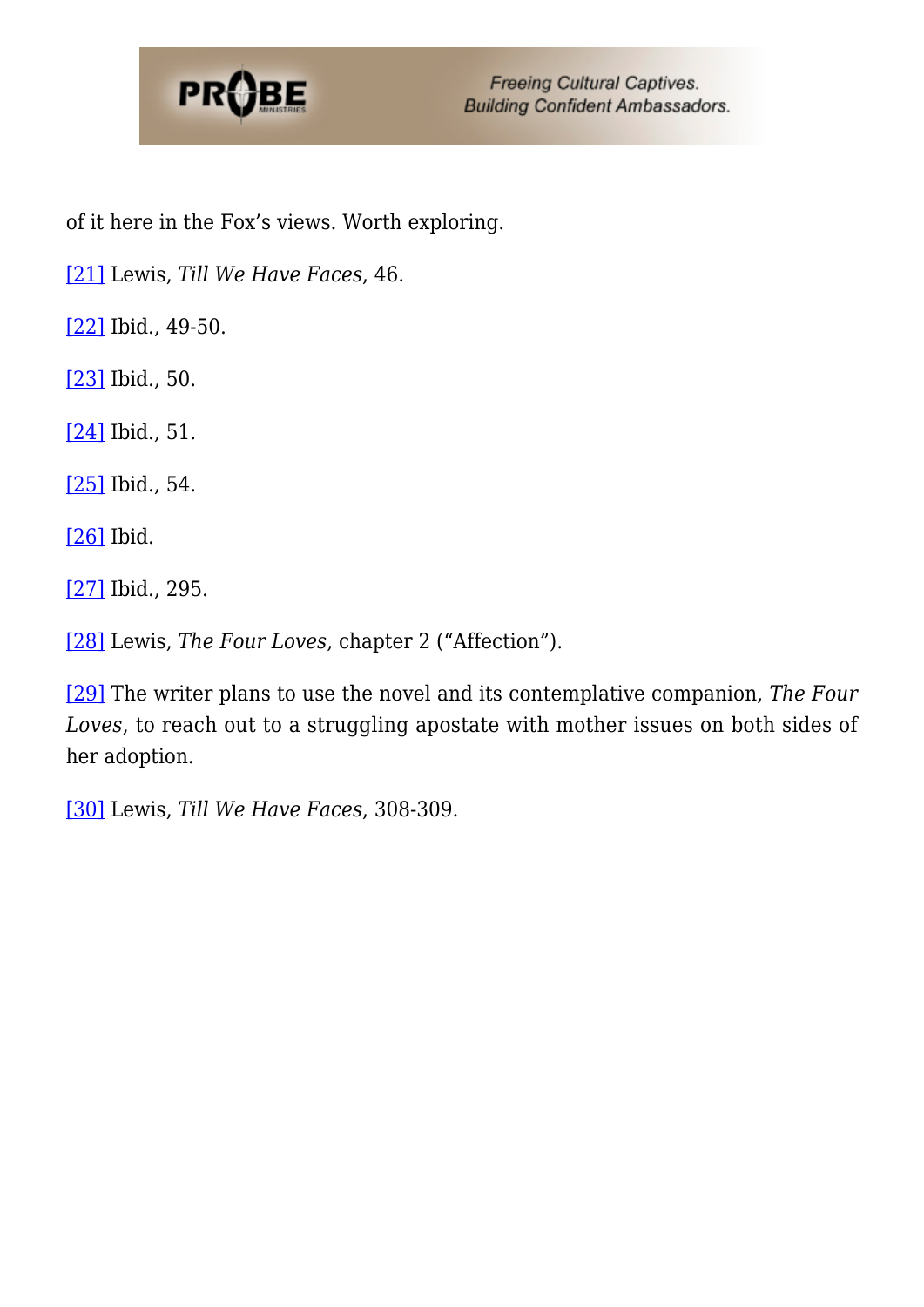of it here in the Fox's views. Worth exploring.

[21] Lewis, *Till We Have Faces*, 46.

[22] Ibid., 49-50.

[23] Ibid., 50.

[24] Ibid., 51.

[25] Ibid., 54.

[26] Ibid.

[27] Ibid., 295.

[28] Lewis, *The Four Loves*, chapter 2 ("Affection").

[29] The writer plans to use the novel and its contemplative companion, *The Four Loves*, to reach out to a struggling apostate with mother issues on both sides of her adoption.

[30] Lewis, *Till We Have Faces*, 308-309.